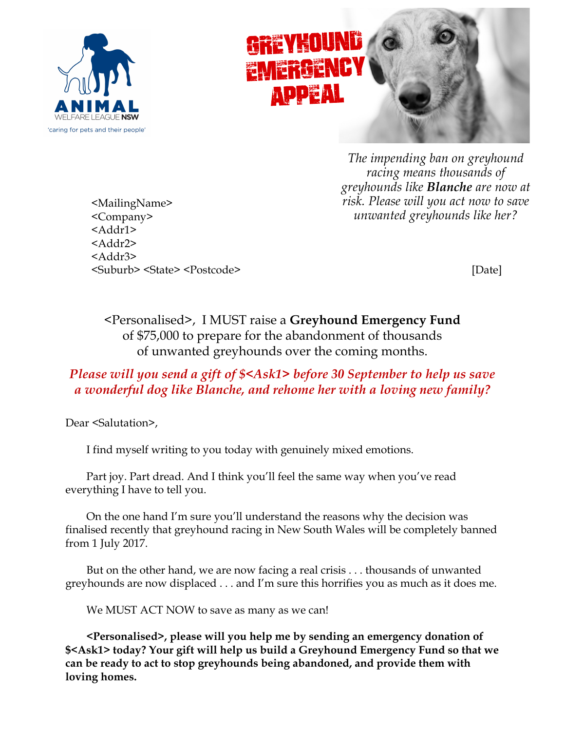ANIMAL WELFARE LEAGUE NSW

'caring for pets and their people'

# GREYHOUND EMERGENCY APPEAL

*The impending ban on greyhound racing means thousands of greyhounds like **Blanche** are now at risk. Please will you act now to save unwanted greyhounds like her?*

<MailingName>
<Company>
<Addr1>
<Addr2>
<Addr3>
<Suburb> <State> <Postcode>

[Date]

<Personalised>, I MUST raise a **Greyhound Emergency Fund** of $75,000 to prepare for the abandonment of thousands of unwanted greyhounds over the coming months.

***Please will you send a gift of $<Ask1> before 30 September to help us save a wonderful dog like Blanche, and rehome her with a loving new family?***

Dear <Salutation>,

I find myself writing to you today with genuinely mixed emotions.

Part joy. Part dread. And I think you'll feel the same way when you've read everything I have to tell you.

On the one hand I'm sure you'll understand the reasons why the decision was finalised recently that greyhound racing in New South Wales will be completely banned from 1 July 2017.

But on the other hand, we are now facing a real crisis . . . thousands of unwanted greyhounds are now displaced . . . and I'm sure this horrifies you as much as it does me.

We MUST ACT NOW to save as many as we can!

**<Personalised>, please will you help me by sending an emergency donation of $<Ask1> today? Your gift will help us build a Greyhound Emergency Fund so that we can be ready to act to stop greyhounds being abandoned, and provide them with loving homes.**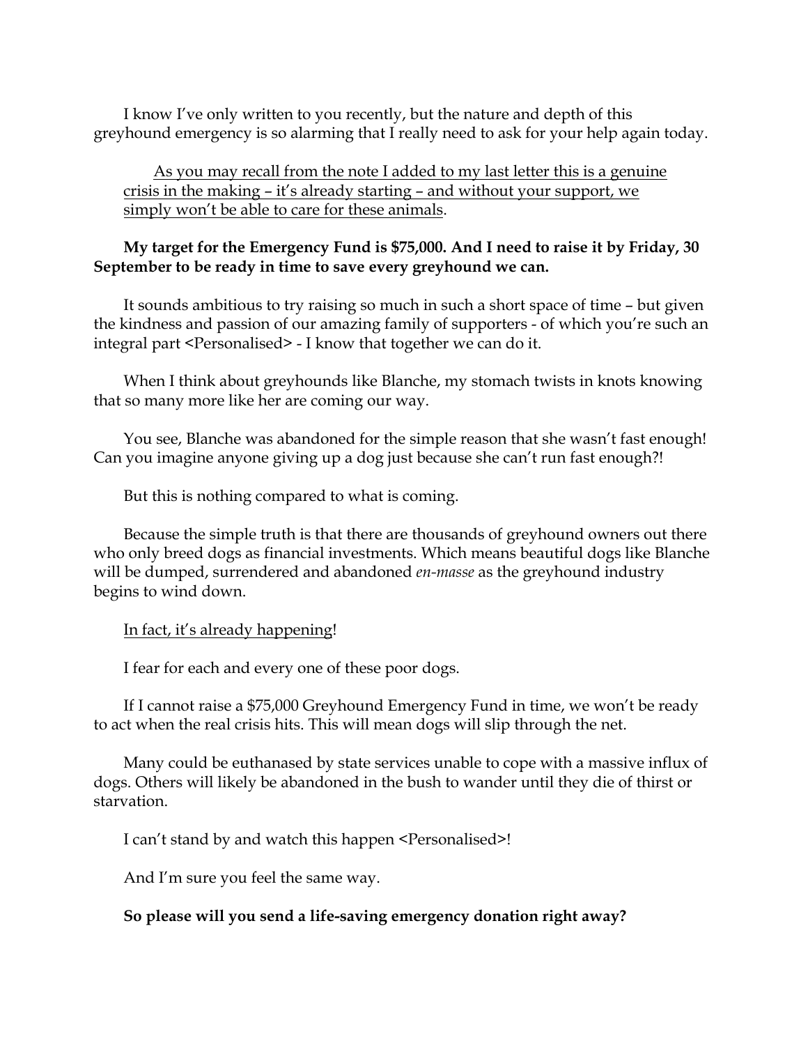I know I've only written to you recently, but the nature and depth of this greyhound emergency is so alarming that I really need to ask for your help again today.

As you may recall from the note I added to my last letter this is a genuine crisis in the making – it's already starting – and without your support, we simply won't be able to care for these animals.

**My target for the Emergency Fund is $75,000. And I need to raise it by Friday, 30 September to be ready in time to save every greyhound we can.**

It sounds ambitious to try raising so much in such a short space of time – but given the kindness and passion of our amazing family of supporters - of which you're such an integral part <Personalised> - I know that together we can do it.

When I think about greyhounds like Blanche, my stomach twists in knots knowing that so many more like her are coming our way.

You see, Blanche was abandoned for the simple reason that she wasn't fast enough! Can you imagine anyone giving up a dog just because she can't run fast enough?!

But this is nothing compared to what is coming.

Because the simple truth is that there are thousands of greyhound owners out there who only breed dogs as financial investments. Which means beautiful dogs like Blanche will be dumped, surrendered and abandoned *en-masse* as the greyhound industry begins to wind down.

In fact, it's already happening!

I fear for each and every one of these poor dogs.

If I cannot raise a $75,000 Greyhound Emergency Fund in time, we won't be ready to act when the real crisis hits. This will mean dogs will slip through the net.

Many could be euthanased by state services unable to cope with a massive influx of dogs. Others will likely be abandoned in the bush to wander until they die of thirst or starvation.

I can't stand by and watch this happen <Personalised>!

And I'm sure you feel the same way.

**So please will you send a life-saving emergency donation right away?**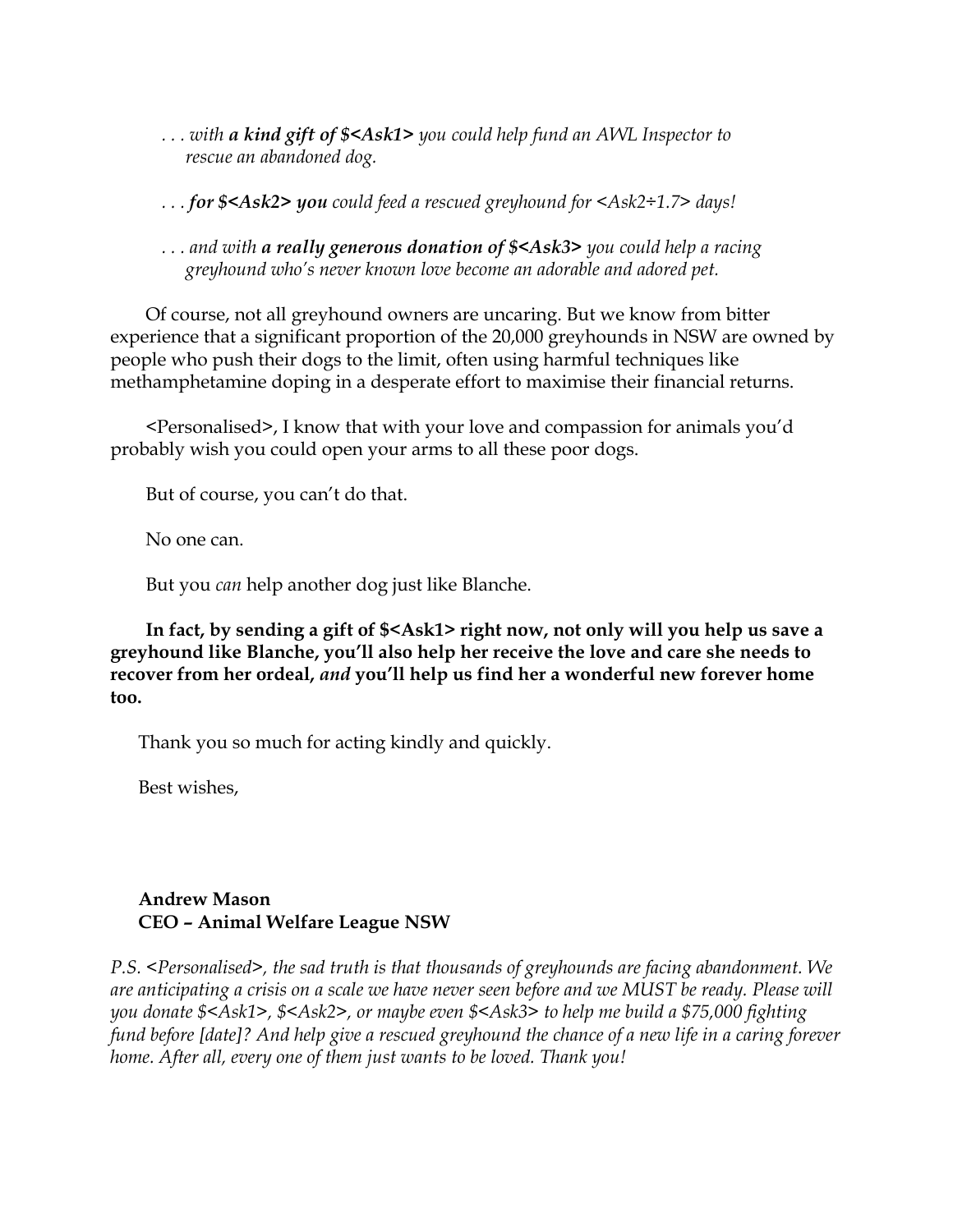*. . . with **a kind gift of $<Ask1>** you could help fund an AWL Inspector to rescue an abandoned dog.*

*. . . **for $<Ask2> you** could feed a rescued greyhound for <Ask2÷1.7> days!*

*. . . and with **a really generous donation of $<Ask3>** you could help a racing greyhound who's never known love become an adorable and adored pet.*

Of course, not all greyhound owners are uncaring. But we know from bitter experience that a significant proportion of the 20,000 greyhounds in NSW are owned by people who push their dogs to the limit, often using harmful techniques like methamphetamine doping in a desperate effort to maximise their financial returns.

<Personalised>, I know that with your love and compassion for animals you'd probably wish you could open your arms to all these poor dogs.

But of course, you can't do that.

No one can.

But you *can* help another dog just like Blanche.

**In fact, by sending a gift of $<Ask1> right now, not only will you help us save a greyhound like Blanche, you'll also help her receive the love and care she needs to recover from her ordeal, *and* you'll help us find her a wonderful new forever home too.**

Thank you so much for acting kindly and quickly.

Best wishes,

**Andrew Mason**
**CEO – Animal Welfare League NSW**

*P.S. <Personalised>, the sad truth is that thousands of greyhounds are facing abandonment. We are anticipating a crisis on a scale we have never seen before and we MUST be ready. Please will you donate $<Ask1>, $<Ask2>, or maybe even $<Ask3> to help me build a $75,000 fighting fund before [date]? And help give a rescued greyhound the chance of a new life in a caring forever home. After all, every one of them just wants to be loved. Thank you!*